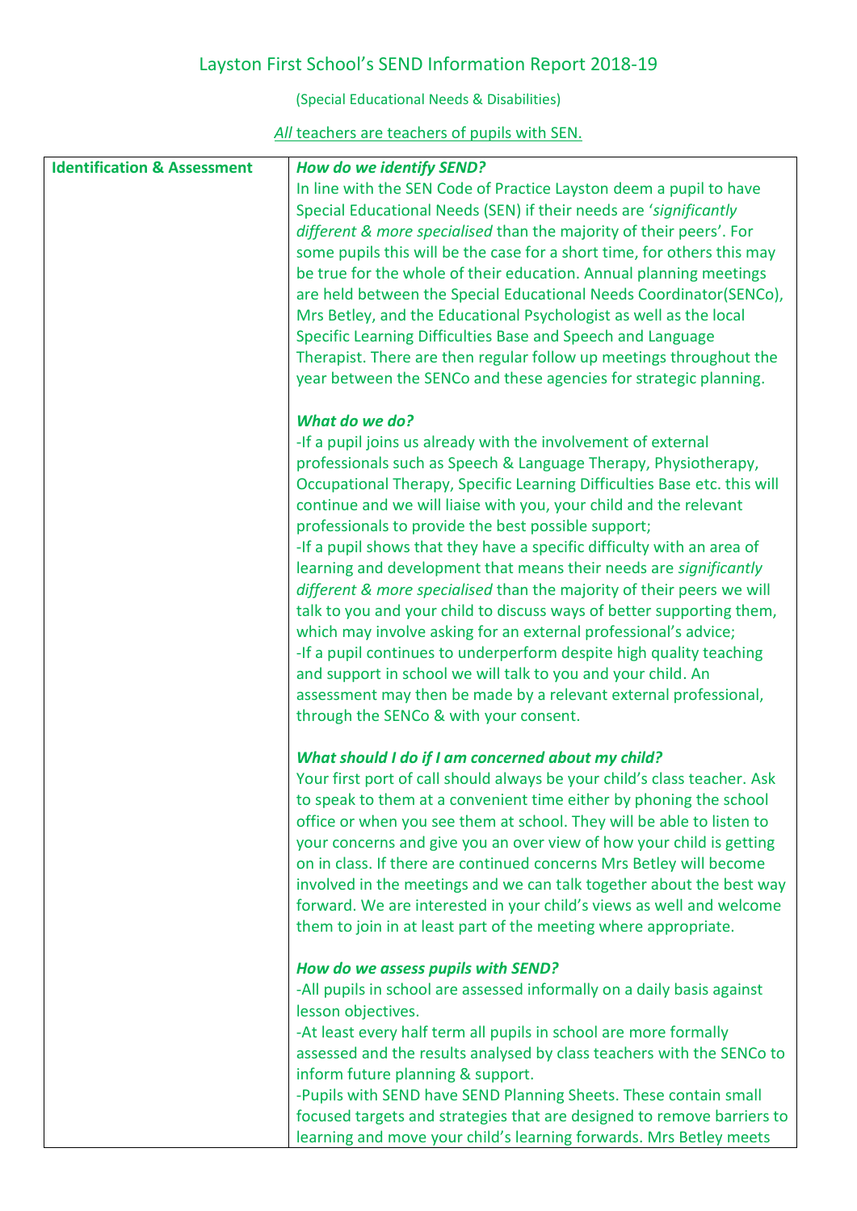# Layston First School's SEND Information Report 2018-19

(Special Educational Needs & Disabilities)

*All* teachers are teachers of pupils with SEN.

| Identification & Assessment | ***How do we identify SEND?***<br>In line with the SEN Code of Practice Layston deem a pupil to have Special Educational Needs (SEN) if their needs are '*significantly different & more specialised* than the majority of their peers'. For some pupils this will be the case for a short time, for others this may be true for the whole of their education. Annual planning meetings are held between the Special Educational Needs Coordinator(SENCo), Mrs Betley, and the Educational Psychologist as well as the local Specific Learning Difficulties Base and Speech and Language Therapist. There are then regular follow up meetings throughout the year between the SENCo and these agencies for strategic planning.<br><br>***What do we do?***<br>-If a pupil joins us already with the involvement of external professionals such as Speech & Language Therapy, Physiotherapy, Occupational Therapy, Specific Learning Difficulties Base etc. this will continue and we will liaise with you, your child and the relevant professionals to provide the best possible support;<br>-If a pupil shows that they have a specific difficulty with an area of learning and development that means their needs are *significantly different & more specialised* than the majority of their peers we will talk to you and your child to discuss ways of better supporting them, which may involve asking for an external professional's advice;<br>-If a pupil continues to underperform despite high quality teaching and support in school we will talk to you and your child. An assessment may then be made by a relevant external professional, through the SENCo & with your consent.<br><br>***What should I do if I am concerned about my child?***<br>Your first port of call should always be your child's class teacher. Ask to speak to them at a convenient time either by phoning the school office or when you see them at school. They will be able to listen to your concerns and give you an over view of how your child is getting on in class. If there are continued concerns Mrs Betley will become involved in the meetings and we can talk together about the best way forward. We are interested in your child's views as well and welcome them to join in at least part of the meeting where appropriate.<br><br>***How do we assess pupils with SEND?***<br>-All pupils in school are assessed informally on a daily basis against lesson objectives.<br>-At least every half term all pupils in school are more formally assessed and the results analysed by class teachers with the SENCo to inform future planning & support.<br>-Pupils with SEND have SEND Planning Sheets. These contain small focused targets and strategies that are designed to remove barriers to learning and move your child's learning forwards. Mrs Betley meets |
|---|---|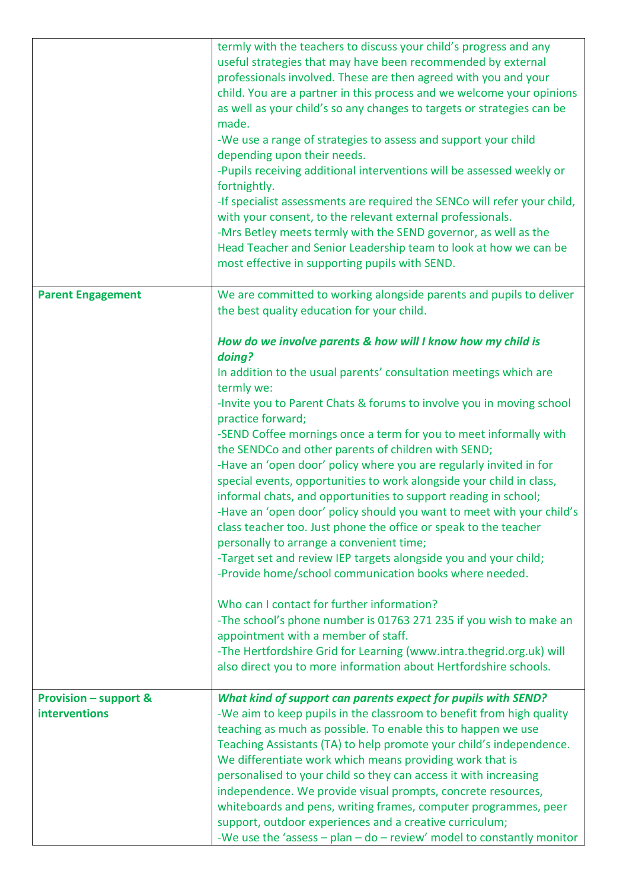| | |
|---|---|
| | termly with the teachers to discuss your child's progress and any useful strategies that may have been recommended by external professionals involved. These are then agreed with you and your child. You are a partner in this process and we welcome your opinions as well as your child's so any changes to targets or strategies can be made.<br>-We use a range of strategies to assess and support your child depending upon their needs.<br>-Pupils receiving additional interventions will be assessed weekly or fortnightly.<br>-If specialist assessments are required the SENCo will refer your child, with your consent, to the relevant external professionals.<br>-Mrs Betley meets termly with the SEND governor, as well as the Head Teacher and Senior Leadership team to look at how we can be most effective in supporting pupils with SEND. |
| **Parent Engagement** | We are committed to working alongside parents and pupils to deliver the best quality education for your child.<br><br>***How do we involve parents & how will I know how my child is doing?***<br>In addition to the usual parents' consultation meetings which are termly we:<br>-Invite you to Parent Chats & forums to involve you in moving school practice forward;<br>-SEND Coffee mornings once a term for you to meet informally with the SENDCo and other parents of children with SEND;<br>-Have an 'open door' policy where you are regularly invited in for special events, opportunities to work alongside your child in class, informal chats, and opportunities to support reading in school;<br>-Have an 'open door' policy should you want to meet with your child's class teacher too. Just phone the office or speak to the teacher personally to arrange a convenient time;<br>-Target set and review IEP targets alongside you and your child;<br>-Provide home/school communication books where needed.<br><br>Who can I contact for further information?<br>-The school's phone number is 01763 271 235 if you wish to make an appointment with a member of staff.<br>-The Hertfordshire Grid for Learning (www.intra.thegrid.org.uk) will also direct you to more information about Hertfordshire schools. |
| **Provision – support & interventions** | ***What kind of support can parents expect for pupils with SEND?***<br>-We aim to keep pupils in the classroom to benefit from high quality teaching as much as possible. To enable this to happen we use Teaching Assistants (TA) to help promote your child's independence. We differentiate work which means providing work that is personalised to your child so they can access it with increasing independence. We provide visual prompts, concrete resources, whiteboards and pens, writing frames, computer programmes, peer support, outdoor experiences and a creative curriculum;<br>-We use the 'assess – plan – do – review' model to constantly monitor |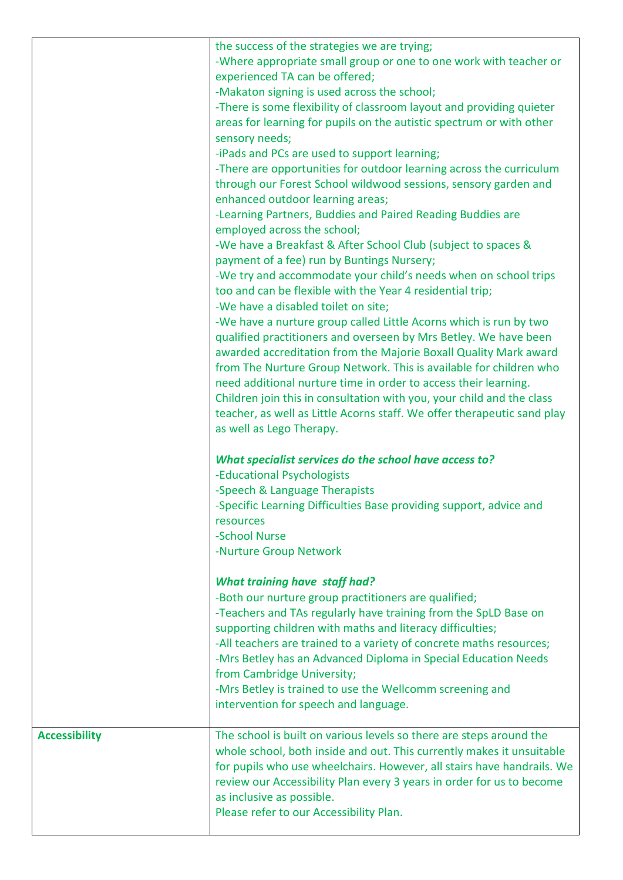| | |
|---|---|
| | the success of the strategies we are trying;<br>-Where appropriate small group or one to one work with teacher or experienced TA can be offered;<br>-Makaton signing is used across the school;<br>-There is some flexibility of classroom layout and providing quieter areas for learning for pupils on the autistic spectrum or with other sensory needs;<br>-iPads and PCs are used to support learning;<br>-There are opportunities for outdoor learning across the curriculum through our Forest School wildwood sessions, sensory garden and enhanced outdoor learning areas;<br>-Learning Partners, Buddies and Paired Reading Buddies are employed across the school;<br>-We have a Breakfast & After School Club (subject to spaces & payment of a fee) run by Buntings Nursery;<br>-We try and accommodate your child's needs when on school trips too and can be flexible with the Year 4 residential trip;<br>-We have a disabled toilet on site;<br>-We have a nurture group called Little Acorns which is run by two qualified practitioners and overseen by Mrs Betley. We have been awarded accreditation from the Majorie Boxall Quality Mark award from The Nurture Group Network. This is available for children who need additional nurture time in order to access their learning. Children join this in consultation with you, your child and the class teacher, as well as Little Acorns staff. We offer therapeutic sand play as well as Lego Therapy.<br><br>***What specialist services do the school have access to?***<br>-Educational Psychologists<br>-Speech & Language Therapists<br>-Specific Learning Difficulties Base providing support, advice and resources<br>-School Nurse<br>-Nurture Group Network<br><br>***What training have staff had?***<br>-Both our nurture group practitioners are qualified;<br>-Teachers and TAs regularly have training from the SpLD Base on supporting children with maths and literacy difficulties;<br>-All teachers are trained to a variety of concrete maths resources;<br>-Mrs Betley has an Advanced Diploma in Special Education Needs from Cambridge University;<br>-Mrs Betley is trained to use the Wellcomm screening and intervention for speech and language. |
| **Accessibility** | The school is built on various levels so there are steps around the whole school, both inside and out. This currently makes it unsuitable for pupils who use wheelchairs. However, all stairs have handrails. We review our Accessibility Plan every 3 years in order for us to become as inclusive as possible.<br>Please refer to our Accessibility Plan. |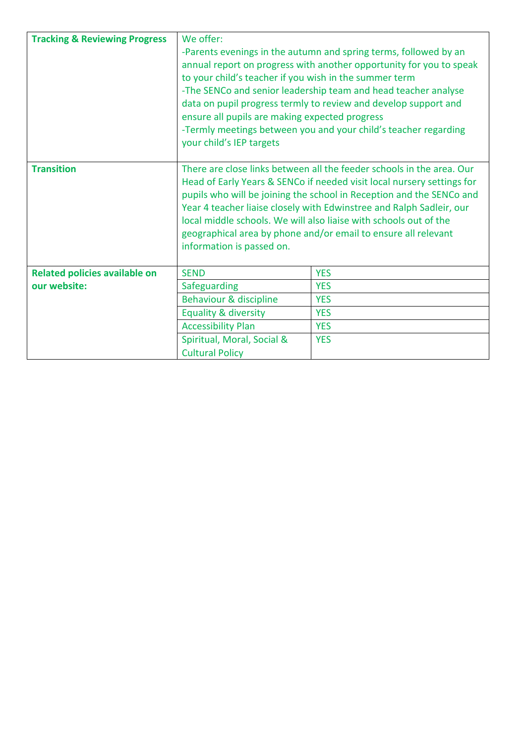| | | |
|---|---|---|
| **Tracking & Reviewing Progress** | We offer:<br>-Parents evenings in the autumn and spring terms, followed by an annual report on progress with another opportunity for you to speak to your child's teacher if you wish in the summer term<br>-The SENCo and senior leadership team and head teacher analyse data on pupil progress termly to review and develop support and ensure all pupils are making expected progress<br>-Termly meetings between you and your child's teacher regarding your child's IEP targets | |
| **Transition** | There are close links between all the feeder schools in the area. Our Head of Early Years & SENCo if needed visit local nursery settings for pupils who will be joining the school in Reception and the SENCo and Year 4 teacher liaise closely with Edwinstree and Ralph Sadleir, our local middle schools. We will also liaise with schools out of the geographical area by phone and/or email to ensure all relevant information is passed on. | |
| **Related policies available on our website:** | SEND | YES |
| | Safeguarding | YES |
| | Behaviour & discipline | YES |
| | Equality & diversity | YES |
| | Accessibility Plan | YES |
| | Spiritual, Moral, Social & Cultural Policy | YES |